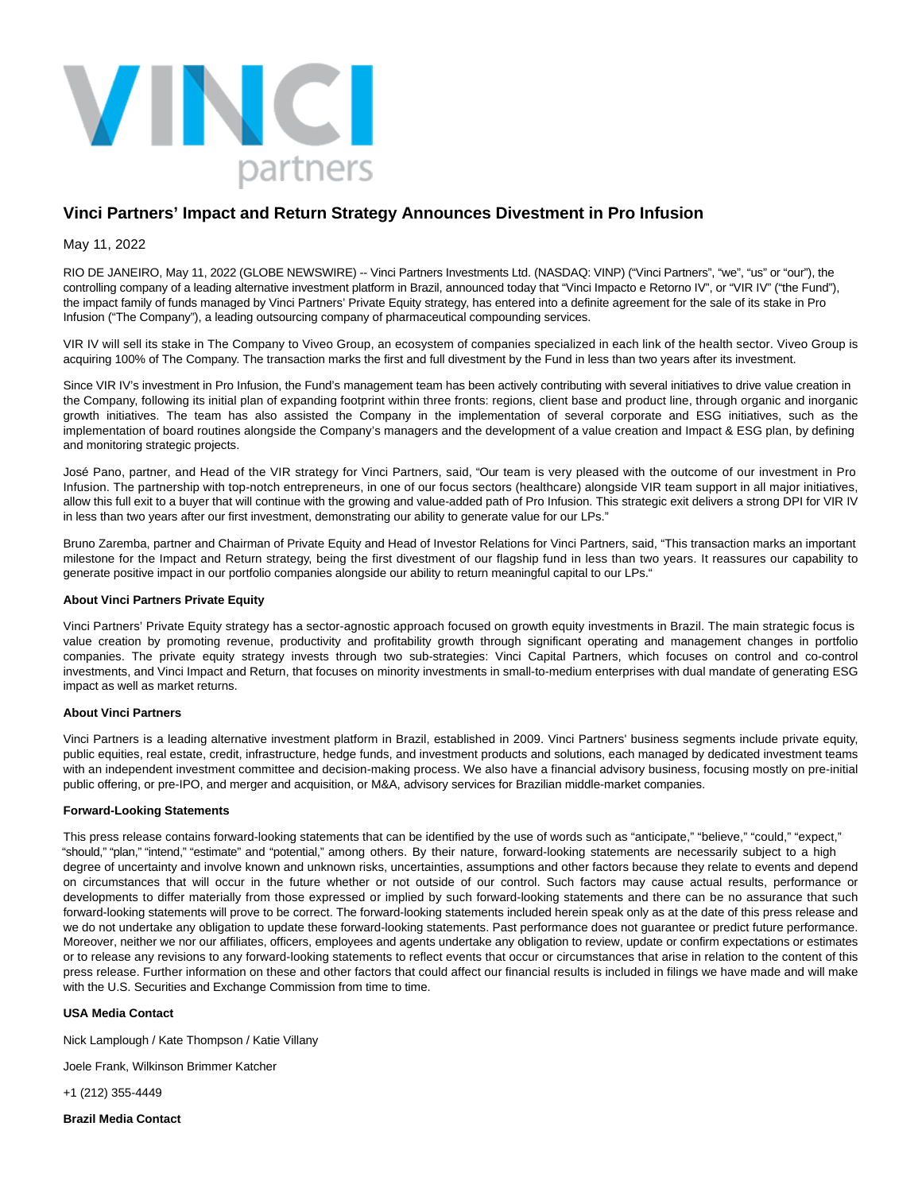# Vinci Partners' Impact and Return Strategy Announces Divestment in Pro Infusion

May 11, 2022

RIO DE JANEIRO, May 11, 2022 (GLOBE NEWSWIRE) -- Vinci Partners Investments Ltd. (NASDAQ: VINP) ("Vinci Partners", "we", "us" or "our"), the controlling company of a leading alternative investment platform in Brazil, announced today that "Vinci Impacto e Retorno IV", or "VIR IV" ("the Fund"), the impact family of funds managed by Vinci Partners' Private Equity strategy, has entered into a definite agreement for the sale of its stake in Pro Infusion ("The Company"), a leading outsourcing company of pharmaceutical compounding services.

VIR IV will sell its stake in The Company to Viveo Group, an ecosystem of companies specialized in each link of the health sector. Viveo Group is acquiring 100% of The Company. The transaction marks the first and full divestment by the Fund in less than two years after its investment.

Since VIR IV's investment in Pro Infusion, the Fund's management team has been actively contributing with several initiatives to drive value creation in the Company, following its initial plan of expanding footprint within three fronts: regions, client base and product line, through organic and inorganic growth initiatives. The team has also assisted the Company in the implementation of several corporate and ESG initiatives, such as the implementation of board routines alongside the Company's managers and the development of a value creation and Impact & ESG plan, by defining and monitoring strategic projects.

José Pano, partner, and Head of the VIR strategy for Vinci Partners, said, "Our team is very pleased with the outcome of our investment in Pro Infusion. The partnership with top-notch entrepreneurs, in one of our focus sectors (healthcare) alongside VIR team support in all major initiatives, allow this full exit to a buyer that will continue with the growing and value-added path of Pro Infusion. This strategic exit delivers a strong DPI for VIR IV in less than two years after our first investment, demonstrating our ability to generate value for our LPs."

Bruno Zaremba, partner and Chairman of Private Equity and Head of Investor Relations for Vinci Partners, said, "This transaction marks an important milestone for the Impact and Return strategy, being the first divestment of our flagship fund in less than two years. It reassures our capability to generate positive impact in our portfolio companies alongside our ability to return meaningful capital to our LPs."

**About Vinci Partners Private Equity**

Vinci Partners' Private Equity strategy has a sector-agnostic approach focused on growth equity investments in Brazil. The main strategic focus is value creation by promoting revenue, productivity and profitability growth through significant operating and management changes in portfolio companies. The private equity strategy invests through two sub-strategies: Vinci Capital Partners, which focuses on control and co-control investments, and Vinci Impact and Return, that focuses on minority investments in small-to-medium enterprises with dual mandate of generating ESG impact as well as market returns.

**About Vinci Partners**

Vinci Partners is a leading alternative investment platform in Brazil, established in 2009. Vinci Partners' business segments include private equity, public equities, real estate, credit, infrastructure, hedge funds, and investment products and solutions, each managed by dedicated investment teams with an independent investment committee and decision-making process. We also have a financial advisory business, focusing mostly on pre-initial public offering, or pre-IPO, and merger and acquisition, or M&A, advisory services for Brazilian middle-market companies.

**Forward-Looking Statements**

This press release contains forward-looking statements that can be identified by the use of words such as "anticipate," "believe," "could," "expect," "should," "plan," "intend," "estimate" and "potential," among others. By their nature, forward-looking statements are necessarily subject to a high degree of uncertainty and involve known and unknown risks, uncertainties, assumptions and other factors because they relate to events and depend on circumstances that will occur in the future whether or not outside of our control. Such factors may cause actual results, performance or developments to differ materially from those expressed or implied by such forward-looking statements and there can be no assurance that such forward-looking statements will prove to be correct. The forward-looking statements included herein speak only as at the date of this press release and we do not undertake any obligation to update these forward-looking statements. Past performance does not guarantee or predict future performance. Moreover, neither we nor our affiliates, officers, employees and agents undertake any obligation to review, update or confirm expectations or estimates or to release any revisions to any forward-looking statements to reflect events that occur or circumstances that arise in relation to the content of this press release. Further information on these and other factors that could affect our financial results is included in filings we have made and will make with the U.S. Securities and Exchange Commission from time to time.

**USA Media Contact**

Nick Lamplough / Kate Thompson / Katie Villany

Joele Frank, Wilkinson Brimmer Katcher

+1 (212) 355-4449

**Brazil Media Contact**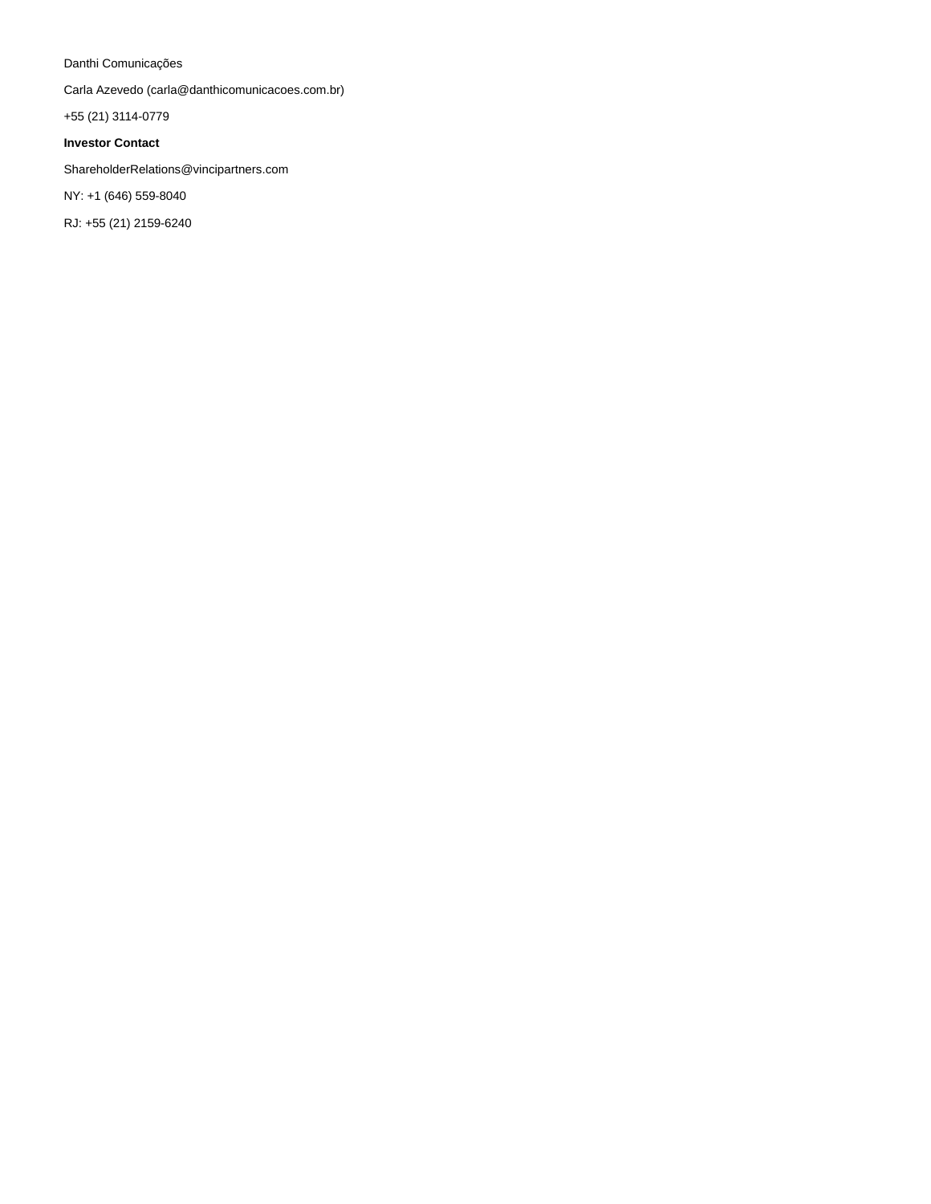Danthi Comunicações

Carla Azevedo (carla@danthicomunicacoes.com.br)

+55 (21) 3114-0779

**Investor Contact**

ShareholderRelations@vincipartners.com

NY: +1 (646) 559-8040

RJ: +55 (21) 2159-6240